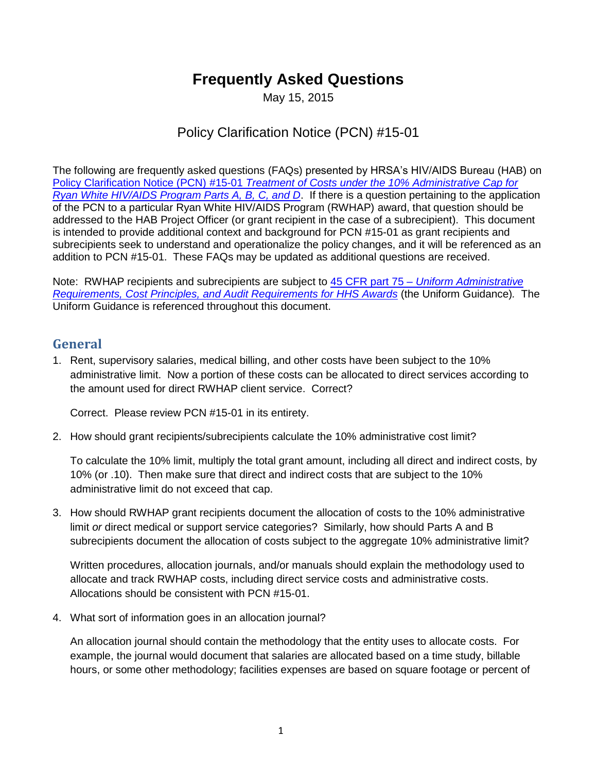# Frequently Asked Questions

May 15, 2015

## Policy Clarification Notice (PCN) #15-01

The following are frequently asked questions (FAQs) presented by HRSA's HIV/AIDS Bureau (HAB) on Policy Clarification Notice (PCN) #15-01 *Treatment of Costs under the 10% Administrative Cap for Ryan White HIV/AIDS Program Parts A, B, C, and D*. If there is a question pertaining to the application of the PCN to a particular Ryan White HIV/AIDS Program (RWHAP) award, that question should be addressed to the HAB Project Officer (or grant recipient in the case of a subrecipient). This document is intended to provide additional context and background for PCN #15-01 as grant recipients and subrecipients seek to understand and operationalize the policy changes, and it will be referenced as an addition to PCN #15-01. These FAQs may be updated as additional questions are received.

Note: RWHAP recipients and subrecipients are subject to 45 CFR part 75 – *Uniform Administrative Requirements, Cost Principles, and Audit Requirements for HHS Awards* (the Uniform Guidance). The Uniform Guidance is referenced throughout this document.

## General

1. Rent, supervisory salaries, medical billing, and other costs have been subject to the 10% administrative limit. Now a portion of these costs can be allocated to direct services according to the amount used for direct RWHAP client service. Correct?

   Correct. Please review PCN #15-01 in its entirety.

2. How should grant recipients/subrecipients calculate the 10% administrative cost limit?

   To calculate the 10% limit, multiply the total grant amount, including all direct and indirect costs, by 10% (or .10). Then make sure that direct and indirect costs that are subject to the 10% administrative limit do not exceed that cap.

3. How should RWHAP grant recipients document the allocation of costs to the 10% administrative limit *or* direct medical or support service categories? Similarly, how should Parts A and B subrecipients document the allocation of costs subject to the aggregate 10% administrative limit?

   Written procedures, allocation journals, and/or manuals should explain the methodology used to allocate and track RWHAP costs, including direct service costs and administrative costs. Allocations should be consistent with PCN #15-01.

4. What sort of information goes in an allocation journal?

   An allocation journal should contain the methodology that the entity uses to allocate costs. For example, the journal would document that salaries are allocated based on a time study, billable hours, or some other methodology; facilities expenses are based on square footage or percent of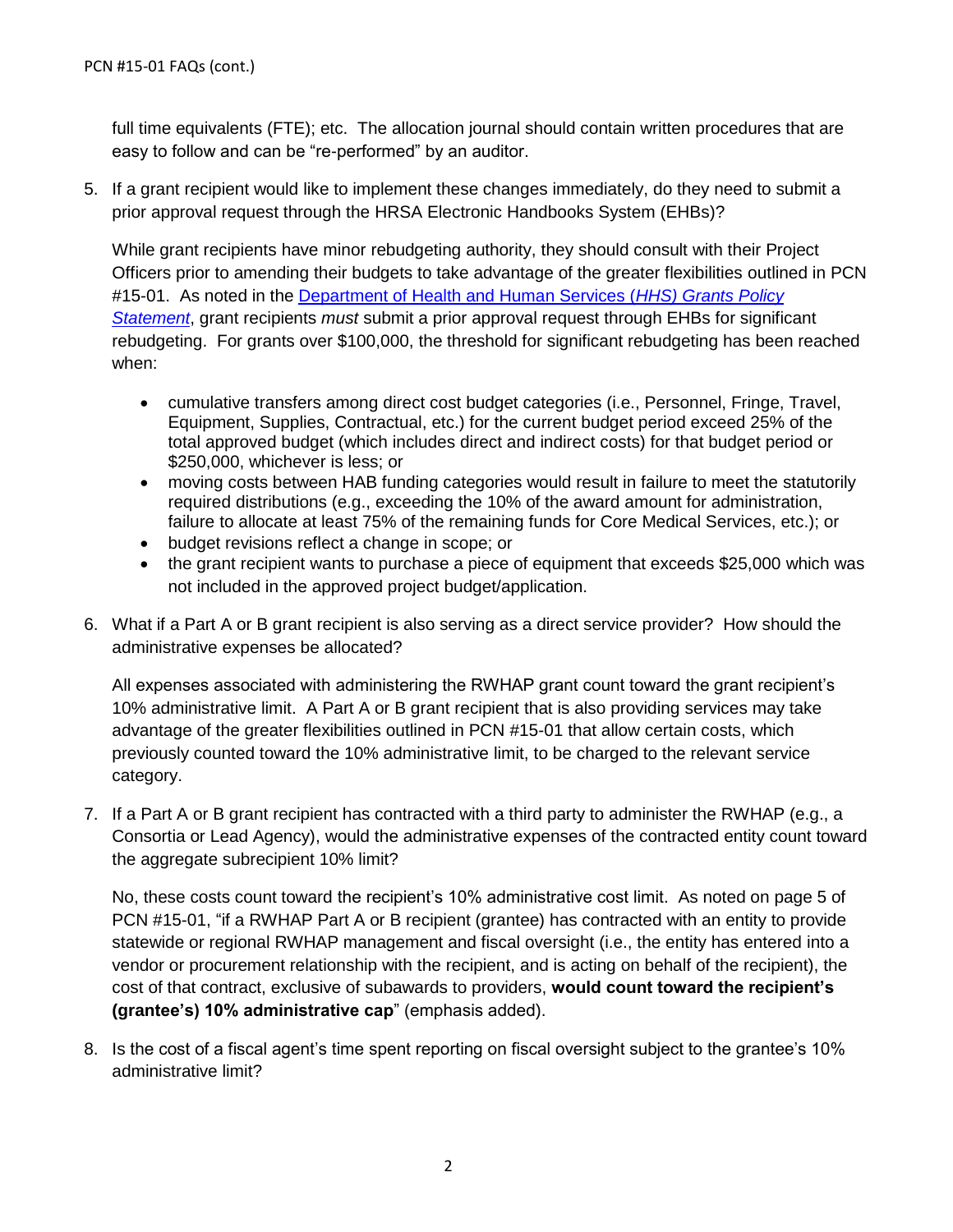full time equivalents (FTE); etc. The allocation journal should contain written procedures that are easy to follow and can be "re-performed" by an auditor.

5. If a grant recipient would like to implement these changes immediately, do they need to submit a prior approval request through the HRSA Electronic Handbooks System (EHBs)?

   While grant recipients have minor rebudgeting authority, they should consult with their Project Officers prior to amending their budgets to take advantage of the greater flexibilities outlined in PCN #15-01. As noted in the [Department of Health and Human Services (*HHS) Grants Policy Statement*](), grant recipients *must* submit a prior approval request through EHBs for significant rebudgeting. For grants over $100,000, the threshold for significant rebudgeting has been reached when:

   - cumulative transfers among direct cost budget categories (i.e., Personnel, Fringe, Travel, Equipment, Supplies, Contractual, etc.) for the current budget period exceed 25% of the total approved budget (which includes direct and indirect costs) for that budget period or $250,000, whichever is less; or
   - moving costs between HAB funding categories would result in failure to meet the statutorily required distributions (e.g., exceeding the 10% of the award amount for administration, failure to allocate at least 75% of the remaining funds for Core Medical Services, etc.); or
   - budget revisions reflect a change in scope; or
   - the grant recipient wants to purchase a piece of equipment that exceeds $25,000 which was not included in the approved project budget/application.

6. What if a Part A or B grant recipient is also serving as a direct service provider? How should the administrative expenses be allocated?

   All expenses associated with administering the RWHAP grant count toward the grant recipient's 10% administrative limit. A Part A or B grant recipient that is also providing services may take advantage of the greater flexibilities outlined in PCN #15-01 that allow certain costs, which previously counted toward the 10% administrative limit, to be charged to the relevant service category.

7. If a Part A or B grant recipient has contracted with a third party to administer the RWHAP (e.g., a Consortia or Lead Agency), would the administrative expenses of the contracted entity count toward the aggregate subrecipient 10% limit?

   No, these costs count toward the recipient's 10% administrative cost limit. As noted on page 5 of PCN #15-01, "if a RWHAP Part A or B recipient (grantee) has contracted with an entity to provide statewide or regional RWHAP management and fiscal oversight (i.e., the entity has entered into a vendor or procurement relationship with the recipient, and is acting on behalf of the recipient), the cost of that contract, exclusive of subawards to providers, **would count toward the recipient's (grantee's) 10% administrative cap**" (emphasis added).

8. Is the cost of a fiscal agent's time spent reporting on fiscal oversight subject to the grantee's 10% administrative limit?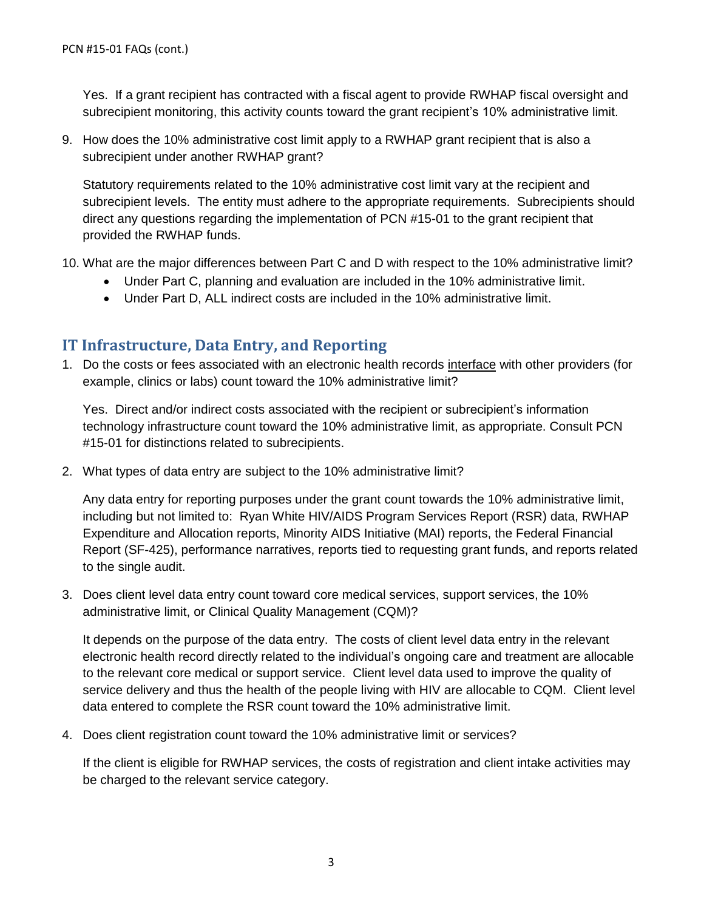Yes. If a grant recipient has contracted with a fiscal agent to provide RWHAP fiscal oversight and subrecipient monitoring, this activity counts toward the grant recipient's 10% administrative limit.

9. How does the 10% administrative cost limit apply to a RWHAP grant recipient that is also a subrecipient under another RWHAP grant?

   Statutory requirements related to the 10% administrative cost limit vary at the recipient and subrecipient levels. The entity must adhere to the appropriate requirements. Subrecipients should direct any questions regarding the implementation of PCN #15-01 to the grant recipient that provided the RWHAP funds.

10. What are the major differences between Part C and D with respect to the 10% administrative limit?
    - Under Part C, planning and evaluation are included in the 10% administrative limit.
    - Under Part D, ALL indirect costs are included in the 10% administrative limit.

## IT Infrastructure, Data Entry, and Reporting

1. Do the costs or fees associated with an electronic health records interface with other providers (for example, clinics or labs) count toward the 10% administrative limit?

   Yes. Direct and/or indirect costs associated with the recipient or subrecipient's information technology infrastructure count toward the 10% administrative limit, as appropriate. Consult PCN #15-01 for distinctions related to subrecipients.

2. What types of data entry are subject to the 10% administrative limit?

   Any data entry for reporting purposes under the grant count towards the 10% administrative limit, including but not limited to: Ryan White HIV/AIDS Program Services Report (RSR) data, RWHAP Expenditure and Allocation reports, Minority AIDS Initiative (MAI) reports, the Federal Financial Report (SF-425), performance narratives, reports tied to requesting grant funds, and reports related to the single audit.

3. Does client level data entry count toward core medical services, support services, the 10% administrative limit, or Clinical Quality Management (CQM)?

   It depends on the purpose of the data entry. The costs of client level data entry in the relevant electronic health record directly related to the individual's ongoing care and treatment are allocable to the relevant core medical or support service. Client level data used to improve the quality of service delivery and thus the health of the people living with HIV are allocable to CQM. Client level data entered to complete the RSR count toward the 10% administrative limit.

4. Does client registration count toward the 10% administrative limit or services?

   If the client is eligible for RWHAP services, the costs of registration and client intake activities may be charged to the relevant service category.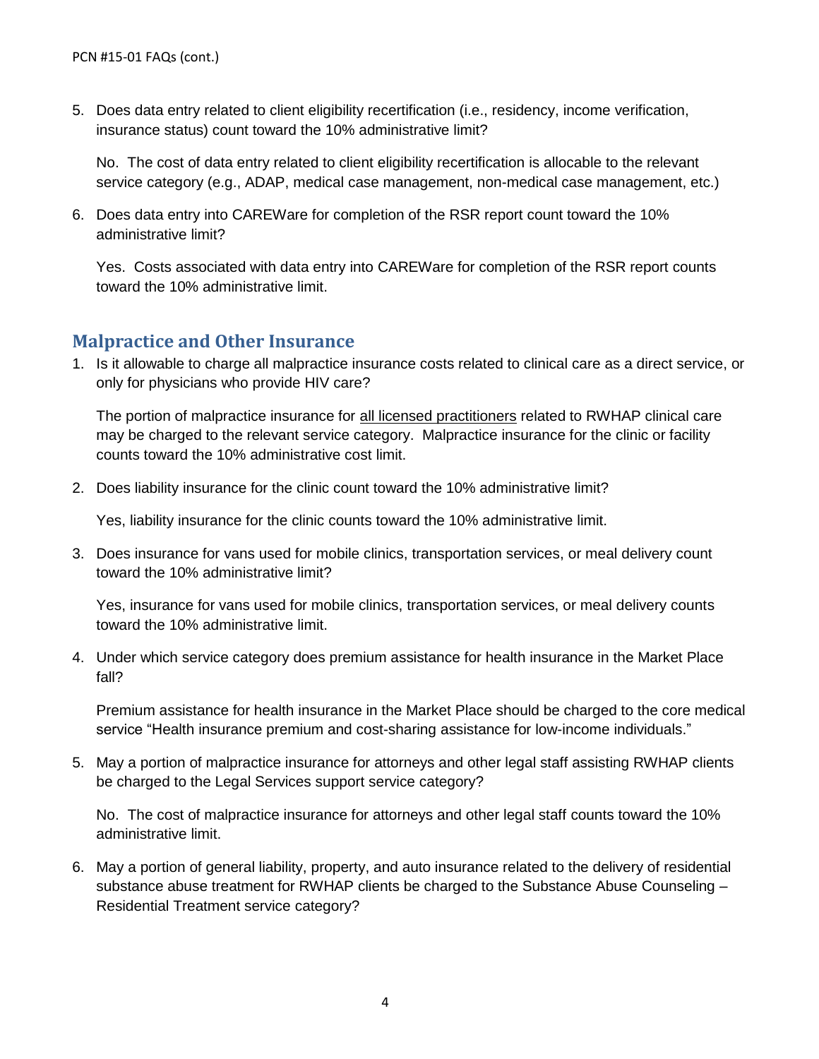5. Does data entry related to client eligibility recertification (i.e., residency, income verification, insurance status) count toward the 10% administrative limit?

   No. The cost of data entry related to client eligibility recertification is allocable to the relevant service category (e.g., ADAP, medical case management, non-medical case management, etc.)

6. Does data entry into CAREWare for completion of the RSR report count toward the 10% administrative limit?

   Yes. Costs associated with data entry into CAREWare for completion of the RSR report counts toward the 10% administrative limit.

## Malpractice and Other Insurance

1. Is it allowable to charge all malpractice insurance costs related to clinical care as a direct service, or only for physicians who provide HIV care?

   The portion of malpractice insurance for <u>all licensed practitioners</u> related to RWHAP clinical care may be charged to the relevant service category. Malpractice insurance for the clinic or facility counts toward the 10% administrative cost limit.

2. Does liability insurance for the clinic count toward the 10% administrative limit?

   Yes, liability insurance for the clinic counts toward the 10% administrative limit.

3. Does insurance for vans used for mobile clinics, transportation services, or meal delivery count toward the 10% administrative limit?

   Yes, insurance for vans used for mobile clinics, transportation services, or meal delivery counts toward the 10% administrative limit.

4. Under which service category does premium assistance for health insurance in the Market Place fall?

   Premium assistance for health insurance in the Market Place should be charged to the core medical service "Health insurance premium and cost-sharing assistance for low-income individuals."

5. May a portion of malpractice insurance for attorneys and other legal staff assisting RWHAP clients be charged to the Legal Services support service category?

   No. The cost of malpractice insurance for attorneys and other legal staff counts toward the 10% administrative limit.

6. May a portion of general liability, property, and auto insurance related to the delivery of residential substance abuse treatment for RWHAP clients be charged to the Substance Abuse Counseling – Residential Treatment service category?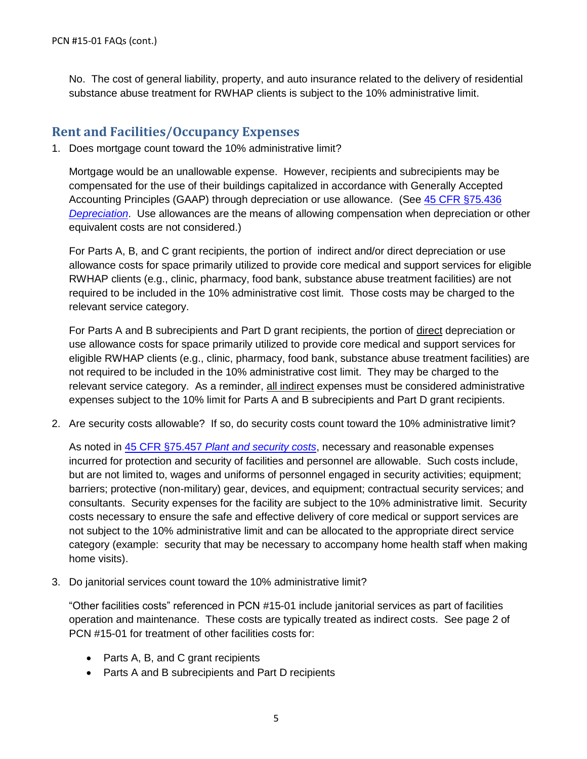No. The cost of general liability, property, and auto insurance related to the delivery of residential substance abuse treatment for RWHAP clients is subject to the 10% administrative limit.

## Rent and Facilities/Occupancy Expenses

1. Does mortgage count toward the 10% administrative limit?

   Mortgage would be an unallowable expense. However, recipients and subrecipients may be compensated for the use of their buildings capitalized in accordance with Generally Accepted Accounting Principles (GAAP) through depreciation or use allowance. (See 45 CFR §75.436 *Depreciation*. Use allowances are the means of allowing compensation when depreciation or other equivalent costs are not considered.)

   For Parts A, B, and C grant recipients, the portion of indirect and/or direct depreciation or use allowance costs for space primarily utilized to provide core medical and support services for eligible RWHAP clients (e.g., clinic, pharmacy, food bank, substance abuse treatment facilities) are not required to be included in the 10% administrative cost limit. Those costs may be charged to the relevant service category.

   For Parts A and B subrecipients and Part D grant recipients, the portion of direct depreciation or use allowance costs for space primarily utilized to provide core medical and support services for eligible RWHAP clients (e.g., clinic, pharmacy, food bank, substance abuse treatment facilities) are not required to be included in the 10% administrative cost limit. They may be charged to the relevant service category. As a reminder, all indirect expenses must be considered administrative expenses subject to the 10% limit for Parts A and B subrecipients and Part D grant recipients.

2. Are security costs allowable? If so, do security costs count toward the 10% administrative limit?

   As noted in 45 CFR §75.457 *Plant and security costs*, necessary and reasonable expenses incurred for protection and security of facilities and personnel are allowable. Such costs include, but are not limited to, wages and uniforms of personnel engaged in security activities; equipment; barriers; protective (non-military) gear, devices, and equipment; contractual security services; and consultants. Security expenses for the facility are subject to the 10% administrative limit. Security costs necessary to ensure the safe and effective delivery of core medical or support services are not subject to the 10% administrative limit and can be allocated to the appropriate direct service category (example: security that may be necessary to accompany home health staff when making home visits).

3. Do janitorial services count toward the 10% administrative limit?

   "Other facilities costs" referenced in PCN #15-01 include janitorial services as part of facilities operation and maintenance. These costs are typically treated as indirect costs. See page 2 of PCN #15-01 for treatment of other facilities costs for:

   - Parts A, B, and C grant recipients
   - Parts A and B subrecipients and Part D recipients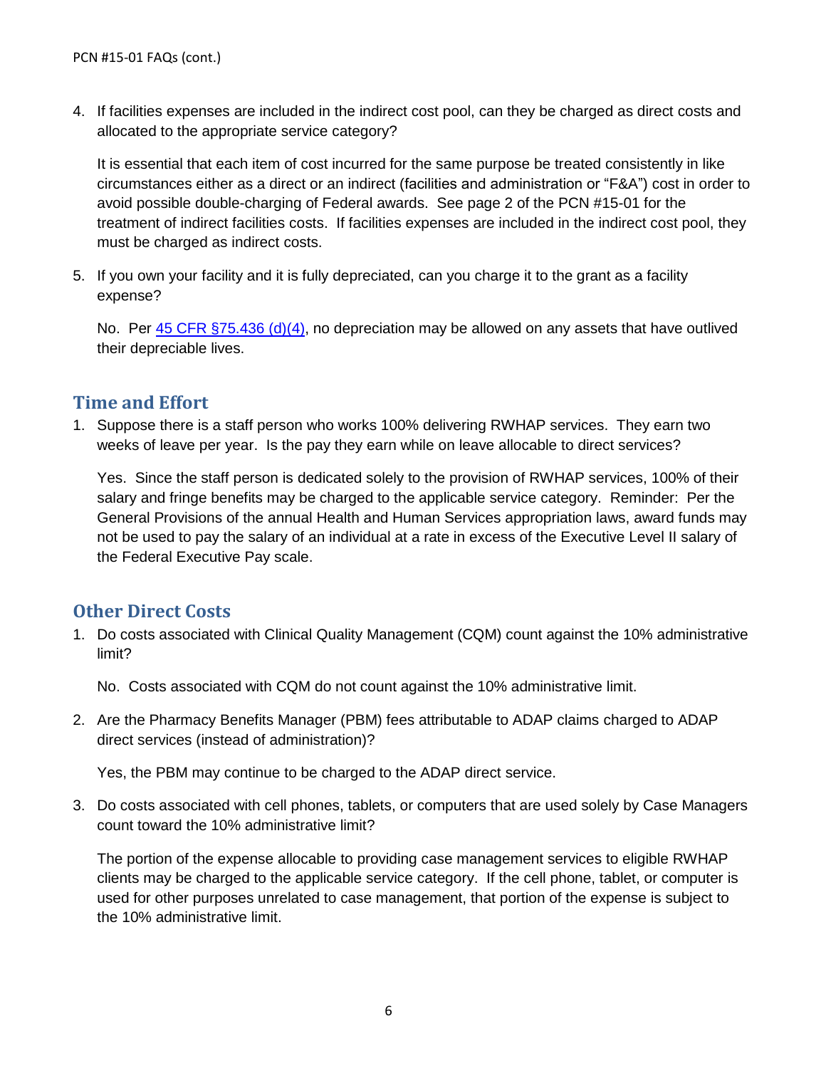4. If facilities expenses are included in the indirect cost pool, can they be charged as direct costs and allocated to the appropriate service category?

   It is essential that each item of cost incurred for the same purpose be treated consistently in like circumstances either as a direct or an indirect (facilities and administration or "F&A") cost in order to avoid possible double-charging of Federal awards. See page 2 of the PCN #15-01 for the treatment of indirect facilities costs. If facilities expenses are included in the indirect cost pool, they must be charged as indirect costs.

5. If you own your facility and it is fully depreciated, can you charge it to the grant as a facility expense?

   No. Per 45 CFR §75.436 (d)(4), no depreciation may be allowed on any assets that have outlived their depreciable lives.

## Time and Effort

1. Suppose there is a staff person who works 100% delivering RWHAP services. They earn two weeks of leave per year. Is the pay they earn while on leave allocable to direct services?

   Yes. Since the staff person is dedicated solely to the provision of RWHAP services, 100% of their salary and fringe benefits may be charged to the applicable service category. Reminder: Per the General Provisions of the annual Health and Human Services appropriation laws, award funds may not be used to pay the salary of an individual at a rate in excess of the Executive Level II salary of the Federal Executive Pay scale.

## Other Direct Costs

1. Do costs associated with Clinical Quality Management (CQM) count against the 10% administrative limit?

   No. Costs associated with CQM do not count against the 10% administrative limit.

2. Are the Pharmacy Benefits Manager (PBM) fees attributable to ADAP claims charged to ADAP direct services (instead of administration)?

   Yes, the PBM may continue to be charged to the ADAP direct service.

3. Do costs associated with cell phones, tablets, or computers that are used solely by Case Managers count toward the 10% administrative limit?

   The portion of the expense allocable to providing case management services to eligible RWHAP clients may be charged to the applicable service category. If the cell phone, tablet, or computer is used for other purposes unrelated to case management, that portion of the expense is subject to the 10% administrative limit.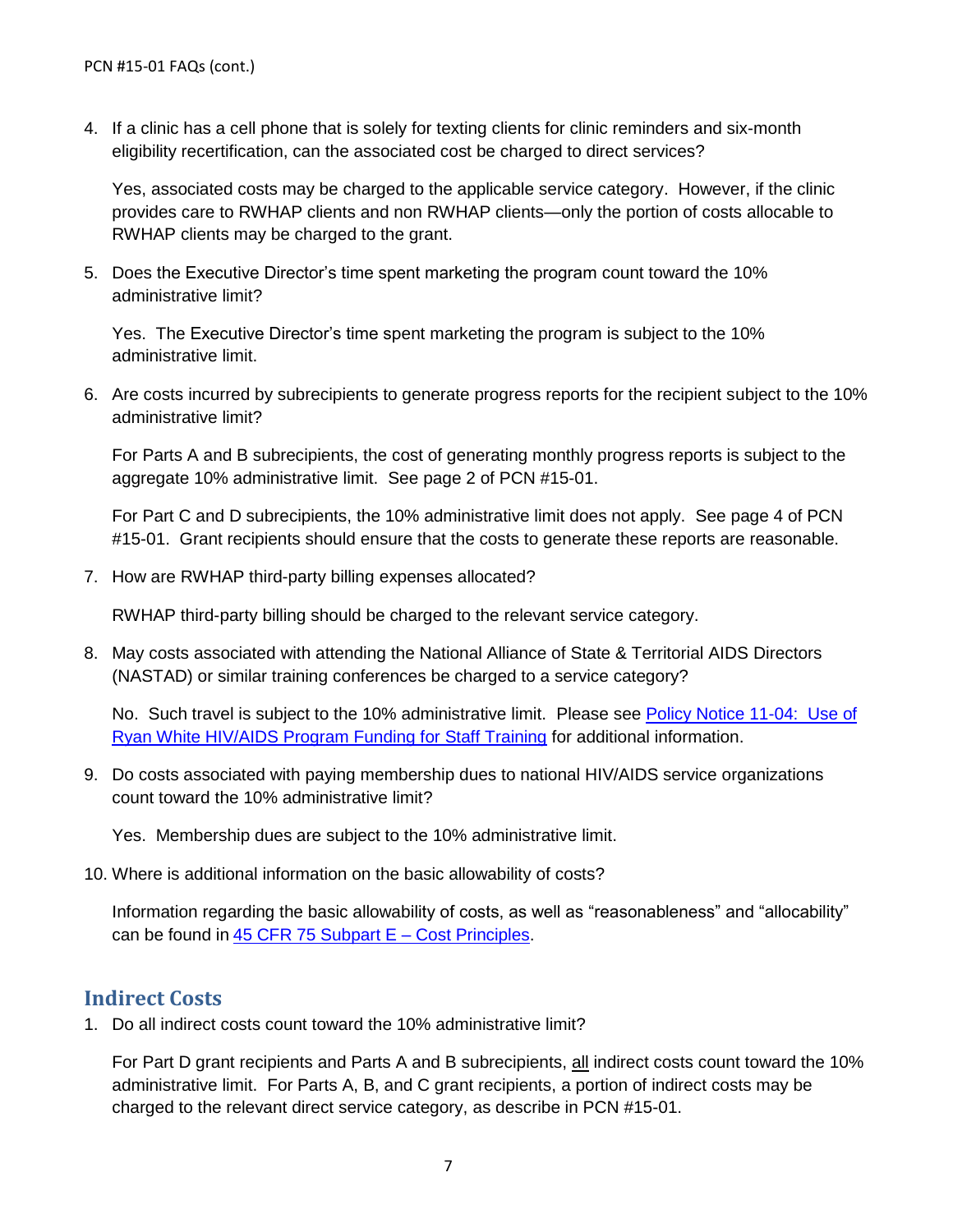4. If a clinic has a cell phone that is solely for texting clients for clinic reminders and six-month eligibility recertification, can the associated cost be charged to direct services?

   Yes, associated costs may be charged to the applicable service category. However, if the clinic provides care to RWHAP clients and non RWHAP clients—only the portion of costs allocable to RWHAP clients may be charged to the grant.

5. Does the Executive Director's time spent marketing the program count toward the 10% administrative limit?

   Yes. The Executive Director's time spent marketing the program is subject to the 10% administrative limit.

6. Are costs incurred by subrecipients to generate progress reports for the recipient subject to the 10% administrative limit?

   For Parts A and B subrecipients, the cost of generating monthly progress reports is subject to the aggregate 10% administrative limit. See page 2 of PCN #15-01.

   For Part C and D subrecipients, the 10% administrative limit does not apply. See page 4 of PCN #15-01. Grant recipients should ensure that the costs to generate these reports are reasonable.

7. How are RWHAP third-party billing expenses allocated?

   RWHAP third-party billing should be charged to the relevant service category.

8. May costs associated with attending the National Alliance of State & Territorial AIDS Directors (NASTAD) or similar training conferences be charged to a service category?

   No. Such travel is subject to the 10% administrative limit. Please see Policy Notice 11-04: Use of Ryan White HIV/AIDS Program Funding for Staff Training for additional information.

9. Do costs associated with paying membership dues to national HIV/AIDS service organizations count toward the 10% administrative limit?

   Yes. Membership dues are subject to the 10% administrative limit.

10. Where is additional information on the basic allowability of costs?

    Information regarding the basic allowability of costs, as well as "reasonableness" and "allocability" can be found in 45 CFR 75 Subpart E – Cost Principles.

## Indirect Costs

1. Do all indirect costs count toward the 10% administrative limit?

   For Part D grant recipients and Parts A and B subrecipients, all indirect costs count toward the 10% administrative limit. For Parts A, B, and C grant recipients, a portion of indirect costs may be charged to the relevant direct service category, as describe in PCN #15-01.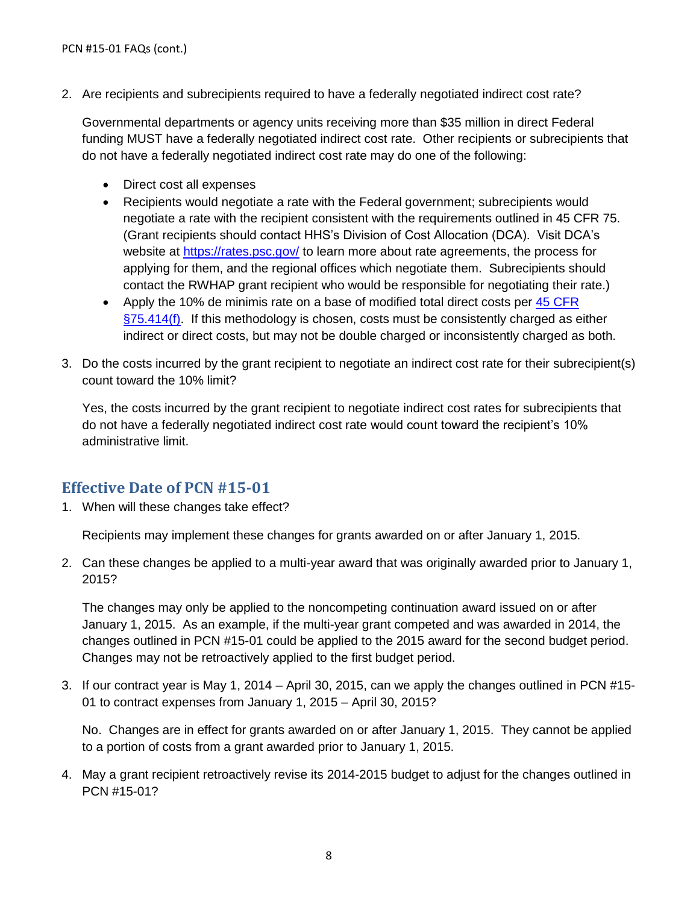2. Are recipients and subrecipients required to have a federally negotiated indirect cost rate?

   Governmental departments or agency units receiving more than $35 million in direct Federal funding MUST have a federally negotiated indirect cost rate. Other recipients or subrecipients that do not have a federally negotiated indirect cost rate may do one of the following:

   - Direct cost all expenses
   - Recipients would negotiate a rate with the Federal government; subrecipients would negotiate a rate with the recipient consistent with the requirements outlined in 45 CFR 75. (Grant recipients should contact HHS's Division of Cost Allocation (DCA). Visit DCA's website at [https://rates.psc.gov/](https://rates.psc.gov/) to learn more about rate agreements, the process for applying for them, and the regional offices which negotiate them. Subrecipients should contact the RWHAP grant recipient who would be responsible for negotiating their rate.)
   - Apply the 10% de minimis rate on a base of modified total direct costs per 45 CFR §75.414(f). If this methodology is chosen, costs must be consistently charged as either indirect or direct costs, but may not be double charged or inconsistently charged as both.

3. Do the costs incurred by the grant recipient to negotiate an indirect cost rate for their subrecipient(s) count toward the 10% limit?

   Yes, the costs incurred by the grant recipient to negotiate indirect cost rates for subrecipients that do not have a federally negotiated indirect cost rate would count toward the recipient's 10% administrative limit.

## Effective Date of PCN #15-01

1. When will these changes take effect?

   Recipients may implement these changes for grants awarded on or after January 1, 2015.

2. Can these changes be applied to a multi-year award that was originally awarded prior to January 1, 2015?

   The changes may only be applied to the noncompeting continuation award issued on or after January 1, 2015. As an example, if the multi-year grant competed and was awarded in 2014, the changes outlined in PCN #15-01 could be applied to the 2015 award for the second budget period. Changes may not be retroactively applied to the first budget period.

3. If our contract year is May 1, 2014 – April 30, 2015, can we apply the changes outlined in PCN #15-01 to contract expenses from January 1, 2015 – April 30, 2015?

   No. Changes are in effect for grants awarded on or after January 1, 2015. They cannot be applied to a portion of costs from a grant awarded prior to January 1, 2015.

4. May a grant recipient retroactively revise its 2014-2015 budget to adjust for the changes outlined in PCN #15-01?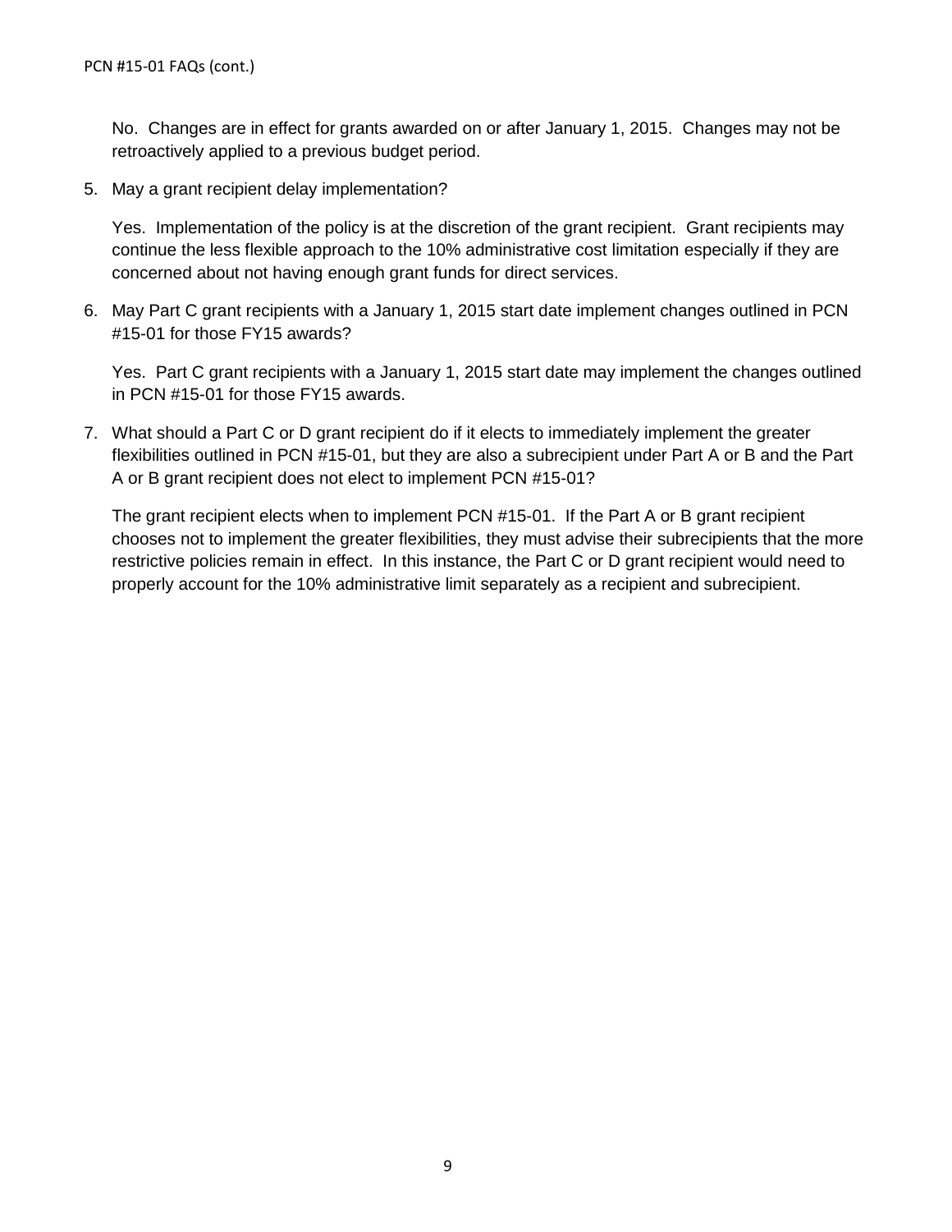No. Changes are in effect for grants awarded on or after January 1, 2015. Changes may not be retroactively applied to a previous budget period.

5. May a grant recipient delay implementation?

   Yes. Implementation of the policy is at the discretion of the grant recipient. Grant recipients may continue the less flexible approach to the 10% administrative cost limitation especially if they are concerned about not having enough grant funds for direct services.

6. May Part C grant recipients with a January 1, 2015 start date implement changes outlined in PCN #15-01 for those FY15 awards?

   Yes. Part C grant recipients with a January 1, 2015 start date may implement the changes outlined in PCN #15-01 for those FY15 awards.

7. What should a Part C or D grant recipient do if it elects to immediately implement the greater flexibilities outlined in PCN #15-01, but they are also a subrecipient under Part A or B and the Part A or B grant recipient does not elect to implement PCN #15-01?

   The grant recipient elects when to implement PCN #15-01. If the Part A or B grant recipient chooses not to implement the greater flexibilities, they must advise their subrecipients that the more restrictive policies remain in effect. In this instance, the Part C or D grant recipient would need to properly account for the 10% administrative limit separately as a recipient and subrecipient.